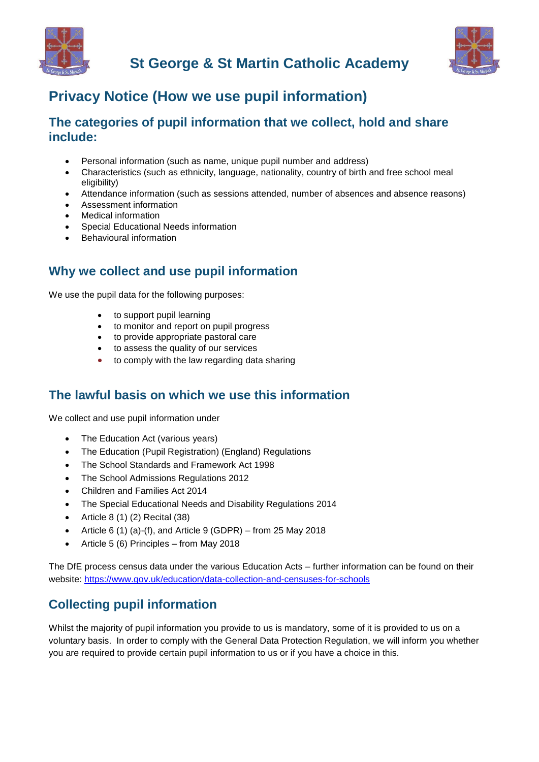# St George & St Martin Catholic Academy

## Privacy Notice (How we use pupil information)

### The categories of pupil information that we collect, hold and share include:

- Personal information (such as name, unique pupil number and address)
- Characteristics (such as ethnicity, language, nationality, country of birth and free school meal eligibility)
- Attendance information (such as sessions attended, number of absences and absence reasons)
- Assessment information
- Medical information
- Special Educational Needs information
- Behavioural information

### Why we collect and use pupil information

We use the pupil data for the following purposes:

- to support pupil learning
- to monitor and report on pupil progress
- to provide appropriate pastoral care
- to assess the quality of our services
- to comply with the law regarding data sharing

### The lawful basis on which we use this information

We collect and use pupil information under

- The Education Act (various years)
- The Education (Pupil Registration) (England) Regulations
- The School Standards and Framework Act 1998
- The School Admissions Regulations 2012
- Children and Families Act 2014
- The Special Educational Needs and Disability Regulations 2014
- Article 8 (1) (2) Recital (38)
- Article 6 (1) (a)-(f), and Article 9 (GDPR) – from 25 May 2018
- Article 5 (6) Principles – from May 2018

The DfE process census data under the various Education Acts – further information can be found on their website: [https://www.gov.uk/education/data-collection-and-censuses-for-schools](https://www.gov.uk/education/data-collection-and-censuses-for-schools)

### Collecting pupil information

Whilst the majority of pupil information you provide to us is mandatory, some of it is provided to us on a voluntary basis. In order to comply with the General Data Protection Regulation, we will inform you whether you are required to provide certain pupil information to us or if you have a choice in this.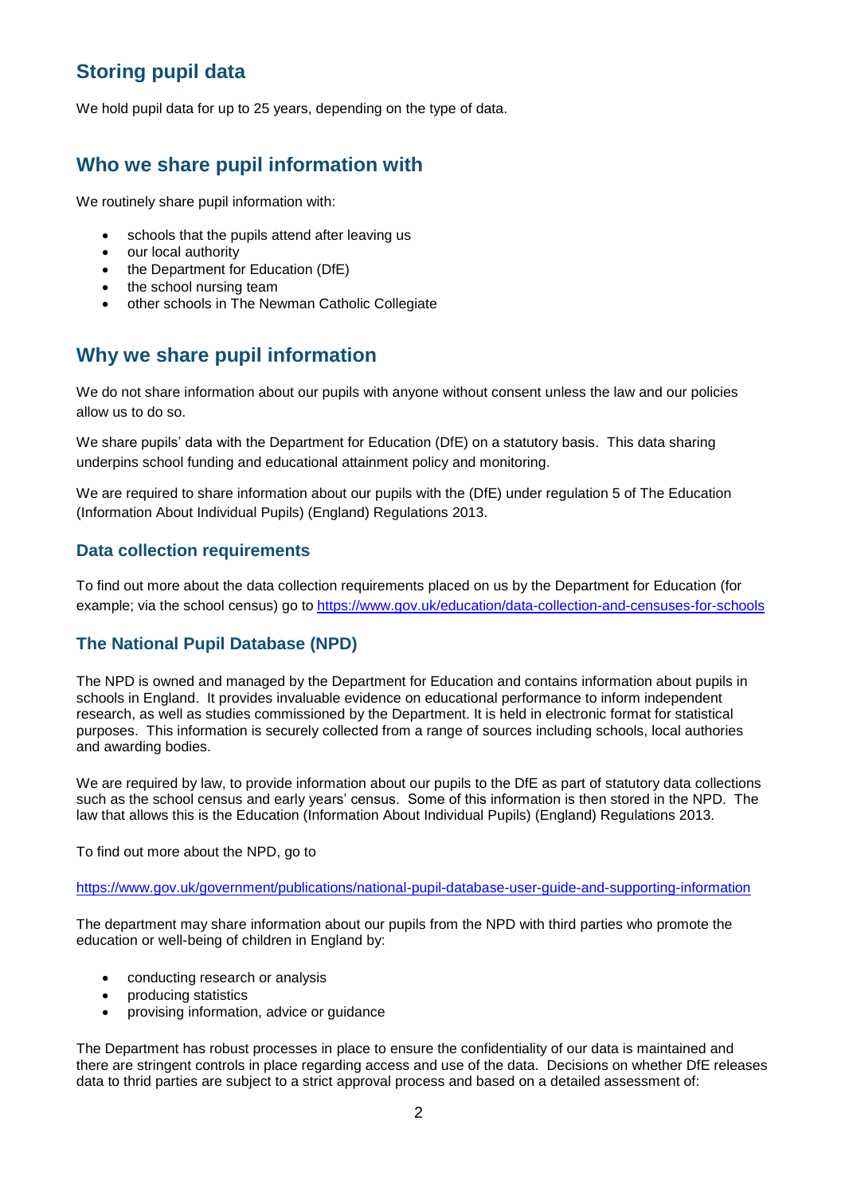## Storing pupil data

We hold pupil data for up to 25 years, depending on the type of data.

## Who we share pupil information with

We routinely share pupil information with:

- schools that the pupils attend after leaving us
- our local authority
- the Department for Education (DfE)
- the school nursing team
- other schools in The Newman Catholic Collegiate

## Why we share pupil information

We do not share information about our pupils with anyone without consent unless the law and our policies allow us to do so.

We share pupils' data with the Department for Education (DfE) on a statutory basis. This data sharing underpins school funding and educational attainment policy and monitoring.

We are required to share information about our pupils with the (DfE) under regulation 5 of The Education (Information About Individual Pupils) (England) Regulations 2013.

### Data collection requirements

To find out more about the data collection requirements placed on us by the Department for Education (for example; via the school census) go to https://www.gov.uk/education/data-collection-and-censuses-for-schools

### The National Pupil Database (NPD)

The NPD is owned and managed by the Department for Education and contains information about pupils in schools in England. It provides invaluable evidence on educational performance to inform independent research, as well as studies commissioned by the Department. It is held in electronic format for statistical purposes. This information is securely collected from a range of sources including schools, local authories and awarding bodies.

We are required by law, to provide information about our pupils to the DfE as part of statutory data collections such as the school census and early years' census. Some of this information is then stored in the NPD. The law that allows this is the Education (Information About Individual Pupils) (England) Regulations 2013.

To find out more about the NPD, go to

https://www.gov.uk/government/publications/national-pupil-database-user-guide-and-supporting-information

The department may share information about our pupils from the NPD with third parties who promote the education or well-being of children in England by:

- conducting research or analysis
- producing statistics
- provising information, advice or guidance

The Department has robust processes in place to ensure the confidentiality of our data is maintained and there are stringent controls in place regarding access and use of the data. Decisions on whether DfE releases data to thrid parties are subject to a strict approval process and based on a detailed assessment of: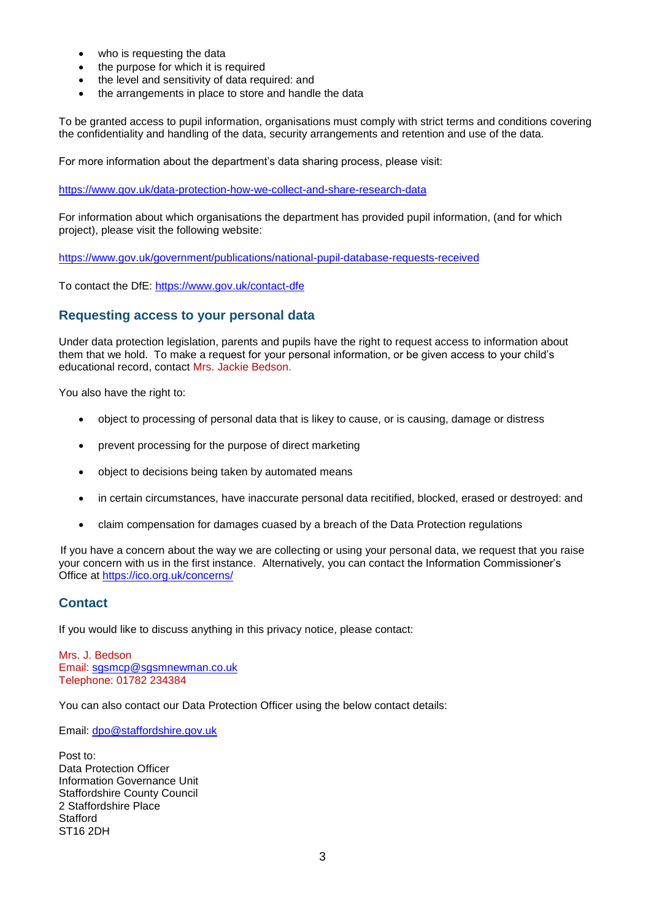- who is requesting the data
- the purpose for which it is required
- the level and sensitivity of data required: and
- the arrangements in place to store and handle the data

To be granted access to pupil information, organisations must comply with strict terms and conditions covering the confidentiality and handling of the data, security arrangements and retention and use of the data.

For more information about the department's data sharing process, please visit:

https://www.gov.uk/data-protection-how-we-collect-and-share-research-data

For information about which organisations the department has provided pupil information, (and for which project), please visit the following website:

https://www.gov.uk/government/publications/national-pupil-database-requests-received

To contact the DfE: https://www.gov.uk/contact-dfe

## Requesting access to your personal data

Under data protection legislation, parents and pupils have the right to request access to information about them that we hold. To make a request for your personal information, or be given access to your child's educational record, contact Mrs. Jackie Bedson.

You also have the right to:

- object to processing of personal data that is likey to cause, or is causing, damage or distress
- prevent processing for the purpose of direct marketing
- object to decisions being taken by automated means
- in certain circumstances, have inaccurate personal data recitified, blocked, erased or destroyed: and
- claim compensation for damages cuased by a breach of the Data Protection regulations

If you have a concern about the way we are collecting or using your personal data, we request that you raise your concern with us in the first instance. Alternatively, you can contact the Information Commissioner's Office at https://ico.org.uk/concerns/

## Contact

If you would like to discuss anything in this privacy notice, please contact:

Mrs. J. Bedson
Email: sgsmcp@sgsmnewman.co.uk
Telephone: 01782 234384

You can also contact our Data Protection Officer using the below contact details:

Email: dpo@staffordshire.gov.uk

Post to:
Data Protection Officer
Information Governance Unit
Staffordshire County Council
2 Staffordshire Place
Stafford
ST16 2DH